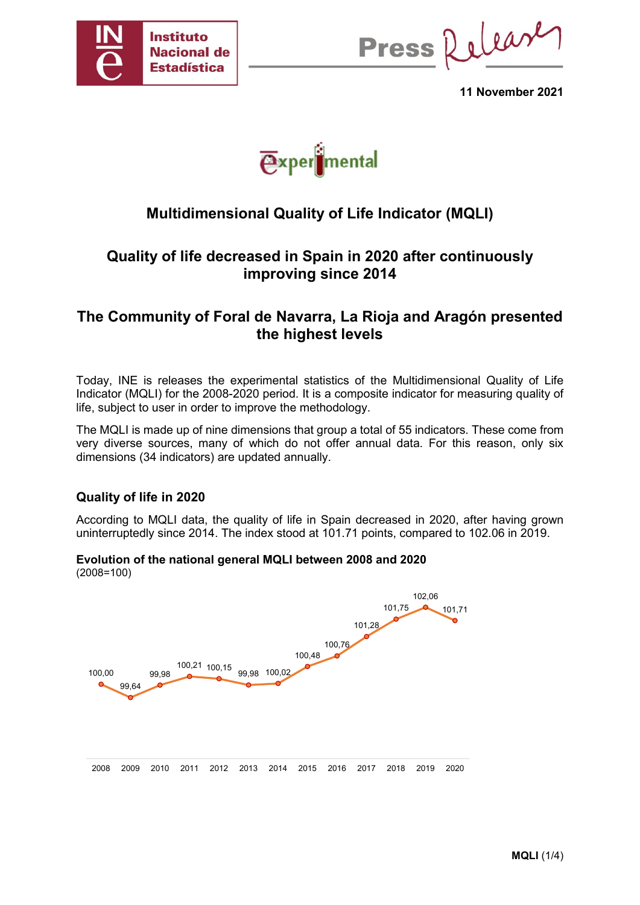# Multidimensional Quality of Life Indicator (MQLI)

## Quality of life decreased in Spain in 2020 after continuously improving since 2014

## The Community of Foral de Navarra, La Rioja and Aragón presented the highest levels

Today, INE is releases the experimental statistics of the Multidimensional Quality of Life Indicator (MQLI) for the 2008-2020 period. It is a composite indicator for measuring quality of life, subject to user in order to improve the methodology.

The MQLI is made up of nine dimensions that group a total of 55 indicators. These come from very diverse sources, many of which do not offer annual data. For this reason, only six dimensions (34 indicators) are updated annually.

### Quality of life in 2020

According to MQLI data, the quality of life in Spain decreased in 2020, after having grown uninterruptedly since 2014. The index stood at 101.71 points, compared to 102.06 in 2019.

**Evolution of the national general MQLI between 2008 and 2020**
(2008=100)

| Year | MQLI |
|---|---|
| 2008 | 100,00 |
| 2009 | 99,64 |
| 2010 | 99,98 |
| 2011 | 100,21 |
| 2012 | 100,15 |
| 2013 | 99,98 |
| 2014 | 100,02 |
| 2015 | 100,48 |
| 2016 | 100,76 |
| 2017 | 101,28 |
| 2018 | 101,75 |
| 2019 | 102,06 |
| 2020 | 101,71 |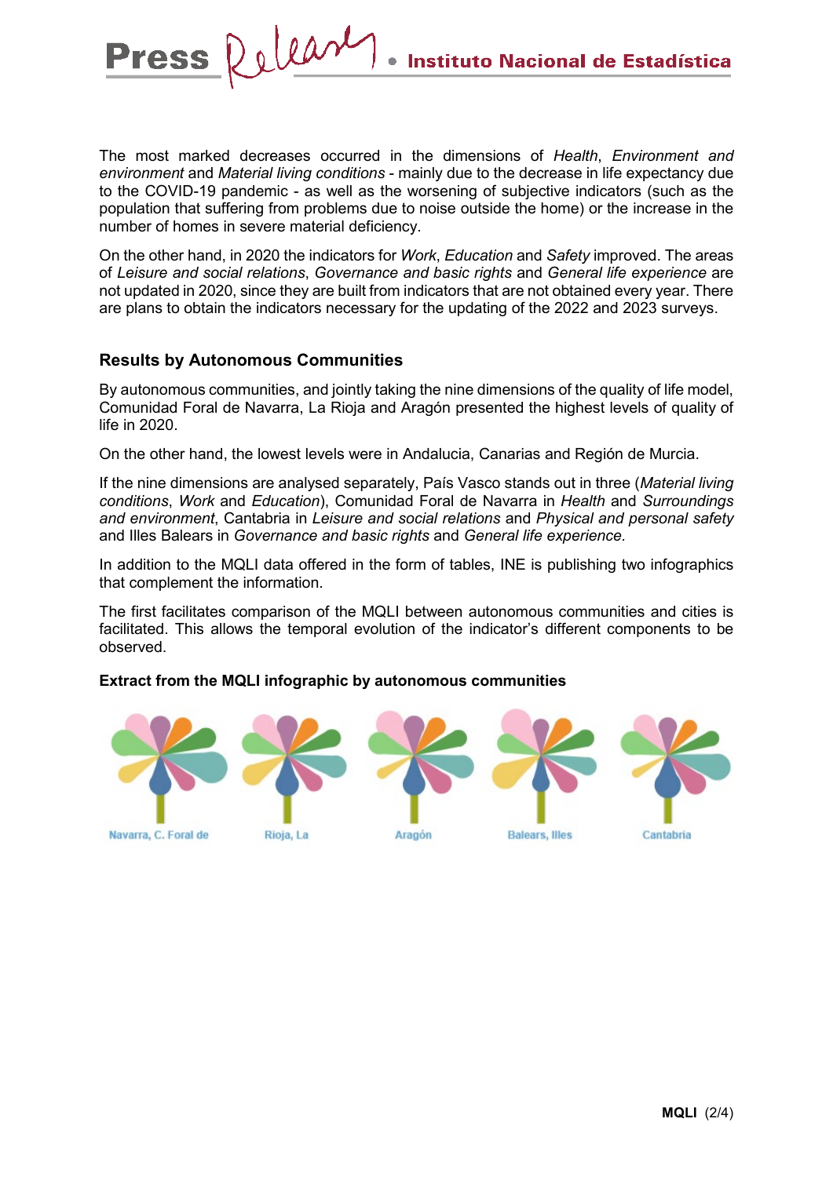The most marked decreases occurred in the dimensions of *Health*, *Environment and environment* and *Material living conditions* - mainly due to the decrease in life expectancy due to the COVID-19 pandemic - as well as the worsening of subjective indicators (such as the population that suffering from problems due to noise outside the home) or the increase in the number of homes in severe material deficiency.

On the other hand, in 2020 the indicators for *Work*, *Education* and *Safety* improved. The areas of *Leisure and social relations*, *Governance and basic rights* and *General life experience* are not updated in 2020, since they are built from indicators that are not obtained every year. There are plans to obtain the indicators necessary for the updating of the 2022 and 2023 surveys.

## Results by Autonomous Communities

By autonomous communities, and jointly taking the nine dimensions of the quality of life model, Comunidad Foral de Navarra, La Rioja and Aragón presented the highest levels of quality of life in 2020.

On the other hand, the lowest levels were in Andalucia, Canarias and Región de Murcia.

If the nine dimensions are analysed separately, País Vasco stands out in three (*Material living conditions*, *Work* and *Education*), Comunidad Foral de Navarra in *Health* and *Surroundings and environment*, Cantabria in *Leisure and social relations* and *Physical and personal safety* and Illes Balears in *Governance and basic rights* and *General life experience.*

In addition to the MQLI data offered in the form of tables, INE is publishing two infographics that complement the information.

The first facilitates comparison of the MQLI between autonomous communities and cities is facilitated. This allows the temporal evolution of the indicator's different components to be observed.

**Extract from the MQLI infographic by autonomous communities**

Navarra, C. Foral de — Rioja, La — Aragón — Balears, Illes — Cantabria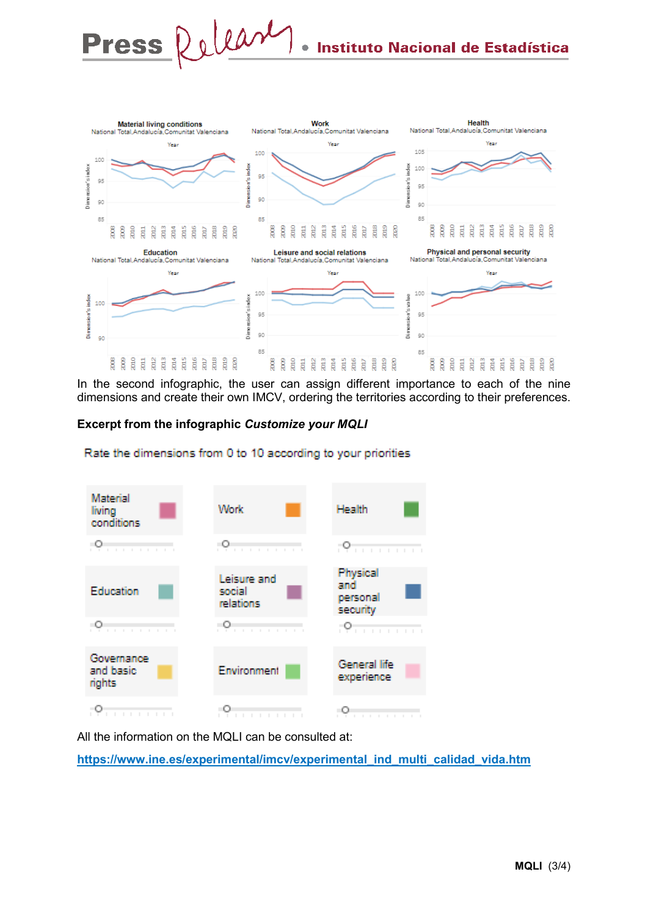In the second infographic, the user can assign different importance to each of the nine dimensions and create their own IMCV, ordering the territories according to their preferences.

**Excerpt from the infographic *Customize your MQLI***

All the information on the MQLI can be consulted at:

[https://www.ine.es/experimental/imcv/experimental_ind_multi_calidad_vida.htm](https://www.ine.es/experimental/imcv/experimental_ind_multi_calidad_vida.htm)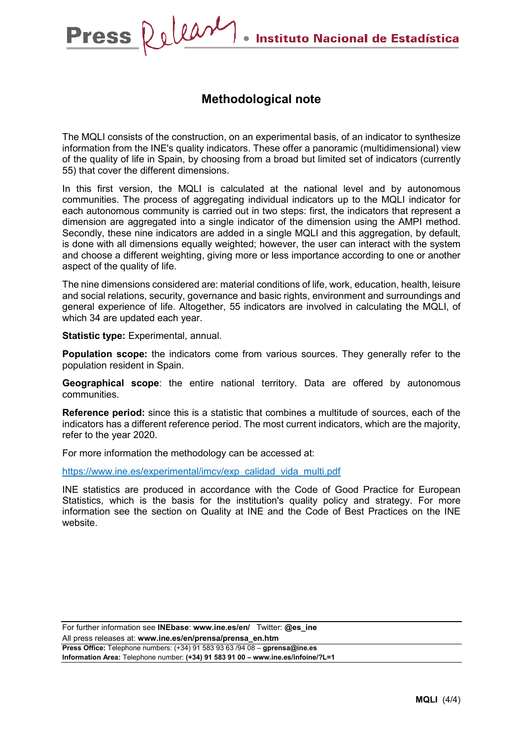## Methodological note

The MQLI consists of the construction, on an experimental basis, of an indicator to synthesize information from the INE's quality indicators. These offer a panoramic (multidimensional) view of the quality of life in Spain, by choosing from a broad but limited set of indicators (currently 55) that cover the different dimensions.

In this first version, the MQLI is calculated at the national level and by autonomous communities. The process of aggregating individual indicators up to the MQLI indicator for each autonomous community is carried out in two steps: first, the indicators that represent a dimension are aggregated into a single indicator of the dimension using the AMPI method. Secondly, these nine indicators are added in a single MQLI and this aggregation, by default, is done with all dimensions equally weighted; however, the user can interact with the system and choose a different weighting, giving more or less importance according to one or another aspect of the quality of life.

The nine dimensions considered are: material conditions of life, work, education, health, leisure and social relations, security, governance and basic rights, environment and surroundings and general experience of life. Altogether, 55 indicators are involved in calculating the MQLI, of which 34 are updated each year.

**Statistic type:** Experimental, annual.

**Population scope:** the indicators come from various sources. They generally refer to the population resident in Spain.

**Geographical scope**: the entire national territory. Data are offered by autonomous communities.

**Reference period:** since this is a statistic that combines a multitude of sources, each of the indicators has a different reference period. The most current indicators, which are the majority, refer to the year 2020.

For more information the methodology can be accessed at:

https://www.ine.es/experimental/imcv/exp_calidad_vida_multi.pdf

INE statistics are produced in accordance with the Code of Good Practice for European Statistics, which is the basis for the institution's quality policy and strategy. For more information see the section on Quality at INE and the Code of Best Practices on the INE website.

For further information see **INEbase**: **www.ine.es/en/** Twitter: **@es_ine**
All press releases at: **www.ine.es/en/prensa/prensa_en.htm**
**Press Office:** Telephone numbers: (+34) 91 583 93 63 /94 08 – **gprensa@ine.es**
**Information Area:** Telephone number: **(+34) 91 583 91 00 – www.ine.es/infoine/?L=1**